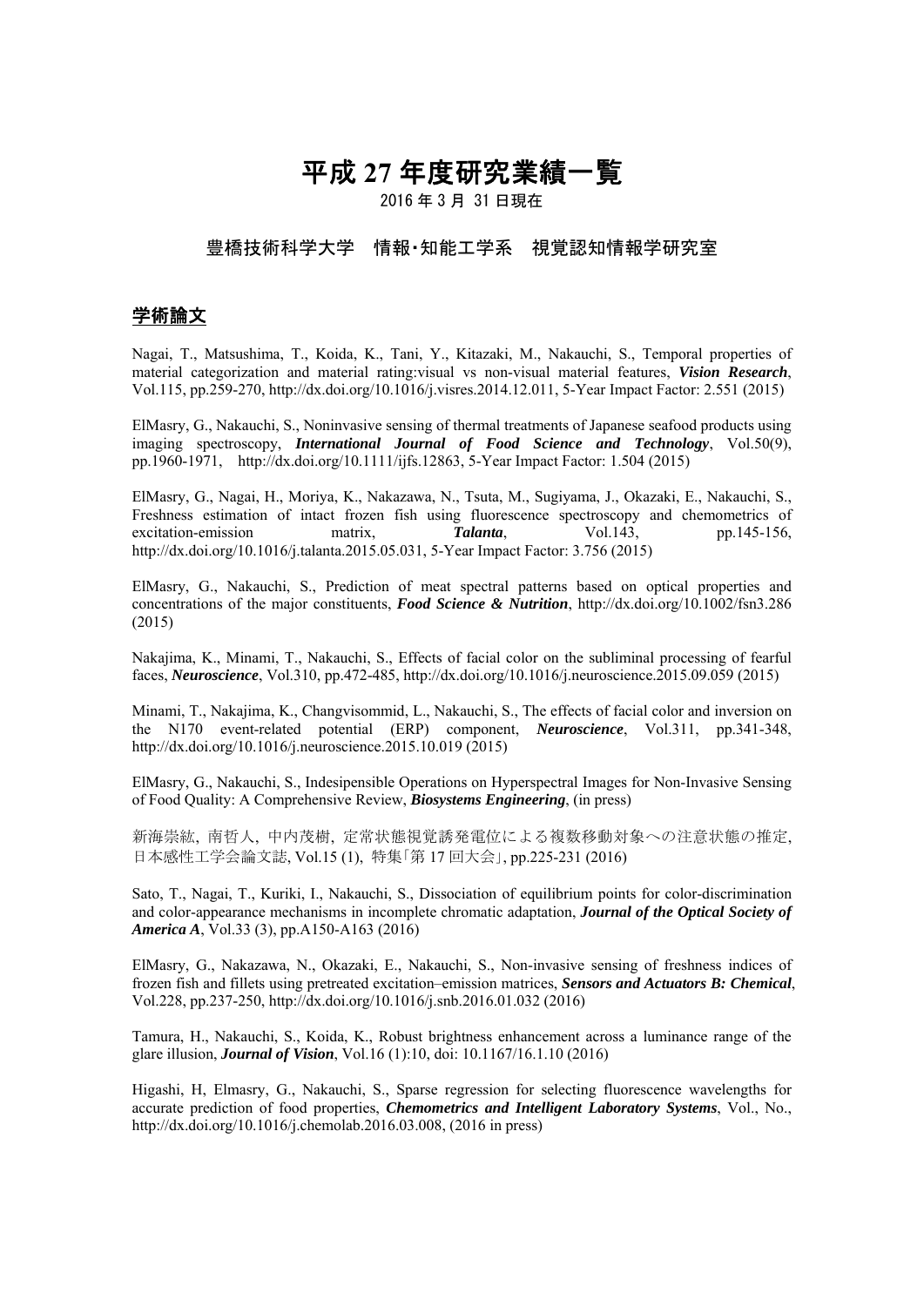# 平成 27 年度研究業績一覧

2016 年 3 月 31 日現在

豊橋技術科学大学　情報･知能工学系　視覚認知情報学研究室

## 学術論文

Nagai, T., Matsushima, T., Koida, K., Tani, Y., Kitazaki, M., Nakauchi, S., Temporal properties of material categorization and material rating:visual vs non-visual material features, ***Vision Research***, Vol.115, pp.259-270, http://dx.doi.org/10.1016/j.visres.2014.12.011, 5-Year Impact Factor: 2.551 (2015)

ElMasry, G., Nakauchi, S., Noninvasive sensing of thermal treatments of Japanese seafood products using imaging spectroscopy, ***International Journal of Food Science and Technology***, Vol.50(9), pp.1960-1971, http://dx.doi.org/10.1111/ijfs.12863, 5-Year Impact Factor: 1.504 (2015)

ElMasry, G., Nagai, H., Moriya, K., Nakazawa, N., Tsuta, M., Sugiyama, J., Okazaki, E., Nakauchi, S., Freshness estimation of intact frozen fish using fluorescence spectroscopy and chemometrics of excitation-emission matrix, ***Talanta***, Vol.143, pp.145-156, http://dx.doi.org/10.1016/j.talanta.2015.05.031, 5-Year Impact Factor: 3.756 (2015)

ElMasry, G., Nakauchi, S., Prediction of meat spectral patterns based on optical properties and concentrations of the major constituents, ***Food Science & Nutrition***, http://dx.doi.org/10.1002/fsn3.286 (2015)

Nakajima, K., Minami, T., Nakauchi, S., Effects of facial color on the subliminal processing of fearful faces, ***Neuroscience***, Vol.310, pp.472-485, http://dx.doi.org/10.1016/j.neuroscience.2015.09.059 (2015)

Minami, T., Nakajima, K., Changvisommid, L., Nakauchi, S., The effects of facial color and inversion on the N170 event-related potential (ERP) component, ***Neuroscience***, Vol.311, pp.341-348, http://dx.doi.org/10.1016/j.neuroscience.2015.10.019 (2015)

ElMasry, G., Nakauchi, S., Indesipensible Operations on Hyperspectral Images for Non-Invasive Sensing of Food Quality: A Comprehensive Review, ***Biosystems Engineering***, (in press)

新海崇紘, 南哲人, 中内茂樹, 定常状態視覚誘発電位による複数移動対象への注意状態の推定, 日本感性工学会論文誌, Vol.15 (1), 特集｢第 17 回大会｣, pp.225-231 (2016)

Sato, T., Nagai, T., Kuriki, I., Nakauchi, S., Dissociation of equilibrium points for color-discrimination and color-appearance mechanisms in incomplete chromatic adaptation, ***Journal of the Optical Society of America A***, Vol.33 (3), pp.A150-A163 (2016)

ElMasry, G., Nakazawa, N., Okazaki, E., Nakauchi, S., Non-invasive sensing of freshness indices of frozen fish and fillets using pretreated excitation–emission matrices, ***Sensors and Actuators B: Chemical***, Vol.228, pp.237-250, http://dx.doi.org/10.1016/j.snb.2016.01.032 (2016)

Tamura, H., Nakauchi, S., Koida, K., Robust brightness enhancement across a luminance range of the glare illusion, ***Journal of Vision***, Vol.16 (1):10, doi: 10.1167/16.1.10 (2016)

Higashi, H, Elmasry, G., Nakauchi, S., Sparse regression for selecting fluorescence wavelengths for accurate prediction of food properties, ***Chemometrics and Intelligent Laboratory Systems***, Vol., No., http://dx.doi.org/10.1016/j.chemolab.2016.03.008, (2016 in press)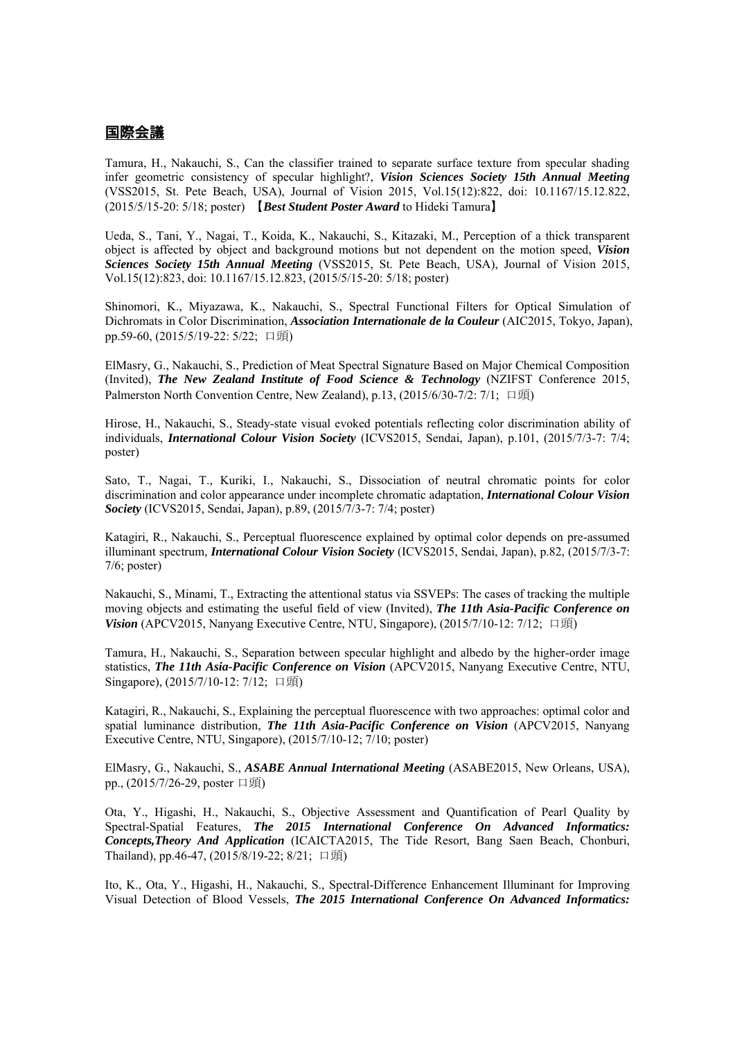## 国際会議

Tamura, H., Nakauchi, S., Can the classifier trained to separate surface texture from specular shading infer geometric consistency of specular highlight?, ***Vision Sciences Society 15th Annual Meeting*** (VSS2015, St. Pete Beach, USA), Journal of Vision 2015, Vol.15(12):822, doi: 10.1167/15.12.822, (2015/5/15-20: 5/18; poster) 【***Best Student Poster Award*** to Hideki Tamura】

Ueda, S., Tani, Y., Nagai, T., Koida, K., Nakauchi, S., Kitazaki, M., Perception of a thick transparent object is affected by object and background motions but not dependent on the motion speed, ***Vision Sciences Society 15th Annual Meeting*** (VSS2015, St. Pete Beach, USA), Journal of Vision 2015, Vol.15(12):823, doi: 10.1167/15.12.823, (2015/5/15-20: 5/18; poster)

Shinomori, K., Miyazawa, K., Nakauchi, S., Spectral Functional Filters for Optical Simulation of Dichromats in Color Discrimination, ***Association Internationale de la Couleur*** (AIC2015, Tokyo, Japan), pp.59-60, (2015/5/19-22: 5/22; 口頭)

ElMasry, G., Nakauchi, S., Prediction of Meat Spectral Signature Based on Major Chemical Composition (Invited), ***The New Zealand Institute of Food Science & Technology*** (NZIFST Conference 2015, Palmerston North Convention Centre, New Zealand), p.13, (2015/6/30-7/2: 7/1; 口頭)

Hirose, H., Nakauchi, S., Steady-state visual evoked potentials reflecting color discrimination ability of individuals, ***International Colour Vision Society*** (ICVS2015, Sendai, Japan), p.101, (2015/7/3-7: 7/4; poster)

Sato, T., Nagai, T., Kuriki, I., Nakauchi, S., Dissociation of neutral chromatic points for color discrimination and color appearance under incomplete chromatic adaptation, ***International Colour Vision Society*** (ICVS2015, Sendai, Japan), p.89, (2015/7/3-7: 7/4; poster)

Katagiri, R., Nakauchi, S., Perceptual fluorescence explained by optimal color depends on pre-assumed illuminant spectrum, ***International Colour Vision Society*** (ICVS2015, Sendai, Japan), p.82, (2015/7/3-7: 7/6; poster)

Nakauchi, S., Minami, T., Extracting the attentional status via SSVEPs: The cases of tracking the multiple moving objects and estimating the useful field of view (Invited), ***The 11th Asia-Pacific Conference on Vision*** (APCV2015, Nanyang Executive Centre, NTU, Singapore), (2015/7/10-12: 7/12; 口頭)

Tamura, H., Nakauchi, S., Separation between specular highlight and albedo by the higher-order image statistics, ***The 11th Asia-Pacific Conference on Vision*** (APCV2015, Nanyang Executive Centre, NTU, Singapore), (2015/7/10-12: 7/12; 口頭)

Katagiri, R., Nakauchi, S., Explaining the perceptual fluorescence with two approaches: optimal color and spatial luminance distribution, ***The 11th Asia-Pacific Conference on Vision*** (APCV2015, Nanyang Executive Centre, NTU, Singapore), (2015/7/10-12; 7/10; poster)

ElMasry, G., Nakauchi, S., ***ASABE Annual International Meeting*** (ASABE2015, New Orleans, USA), pp., (2015/7/26-29, poster 口頭)

Ota, Y., Higashi, H., Nakauchi, S., Objective Assessment and Quantification of Pearl Quality by Spectral-Spatial Features, ***The 2015 International Conference On Advanced Informatics: Concepts,Theory And Application*** (ICAICTA2015, The Tide Resort, Bang Saen Beach, Chonburi, Thailand), pp.46-47, (2015/8/19-22; 8/21; 口頭)

Ito, K., Ota, Y., Higashi, H., Nakauchi, S., Spectral-Difference Enhancement Illuminant for Improving Visual Detection of Blood Vessels, ***The 2015 International Conference On Advanced Informatics:***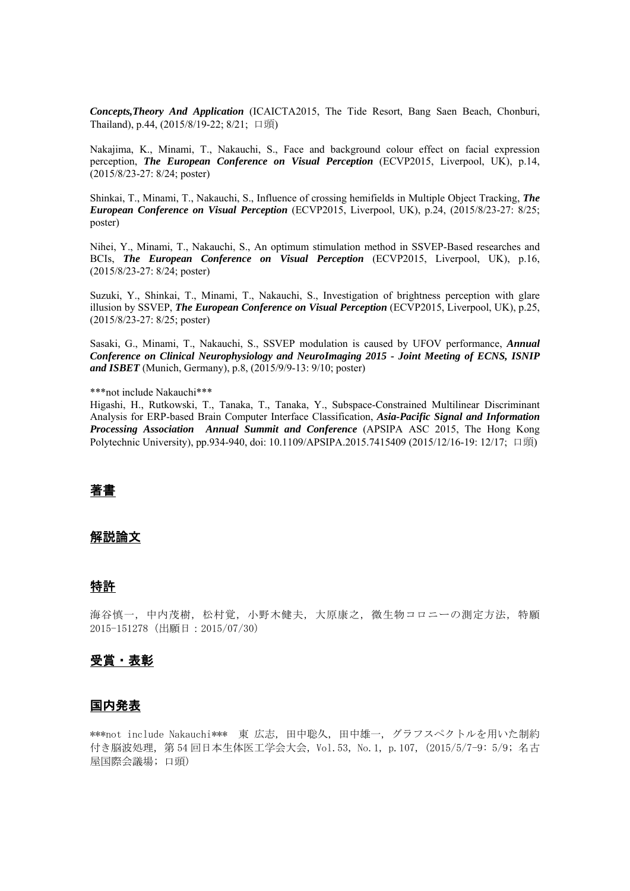***Concepts,Theory And Application*** (ICAICTA2015, The Tide Resort, Bang Saen Beach, Chonburi, Thailand), p.44, (2015/8/19-22; 8/21; 口頭)

Nakajima, K., Minami, T., Nakauchi, S., Face and background colour effect on facial expression perception, ***The European Conference on Visual Perception*** (ECVP2015, Liverpool, UK), p.14, (2015/8/23-27: 8/24; poster)

Shinkai, T., Minami, T., Nakauchi, S., Influence of crossing hemifields in Multiple Object Tracking, ***The European Conference on Visual Perception*** (ECVP2015, Liverpool, UK), p.24, (2015/8/23-27: 8/25; poster)

Nihei, Y., Minami, T., Nakauchi, S., An optimum stimulation method in SSVEP-Based researches and BCIs, ***The European Conference on Visual Perception*** (ECVP2015, Liverpool, UK), p.16, (2015/8/23-27: 8/24; poster)

Suzuki, Y., Shinkai, T., Minami, T., Nakauchi, S., Investigation of brightness perception with glare illusion by SSVEP, ***The European Conference on Visual Perception*** (ECVP2015, Liverpool, UK), p.25, (2015/8/23-27: 8/25; poster)

Sasaki, G., Minami, T., Nakauchi, S., SSVEP modulation is caused by UFOV performance, ***Annual Conference on Clinical Neurophysiology and NeuroImaging 2015 - Joint Meeting of ECNS, ISNIP and ISBET*** (Munich, Germany), p.8, (2015/9/9-13: 9/10; poster)

***not include Nakauchi***
Higashi, H., Rutkowski, T., Tanaka, T., Tanaka, Y., Subspace-Constrained Multilinear Discriminant Analysis for ERP-based Brain Computer Interface Classification, ***Asia-Pacific Signal and Information Processing Association Annual Summit and Conference*** (APSIPA ASC 2015, The Hong Kong Polytechnic University), pp.934-940, doi: 10.1109/APSIPA.2015.7415409 (2015/12/16-19: 12/17; 口頭)

## 著書

## 解説論文

## 特許

海谷慎一，中内茂樹，松村覚，小野木健夫，大原康之，微生物コロニーの測定方法，特願2015-151278（出願日：2015/07/30）

## 受賞・表彰

## 国内発表

***not include Nakauchi*** 東 広志，田中聡久，田中雄一，グラフスペクトルを用いた制約付き脳波処理，第54回日本生体医工学会大会，Vol.53，No.1，p.107，(2015/5/7-9: 5/9；名古屋国際会議場；口頭)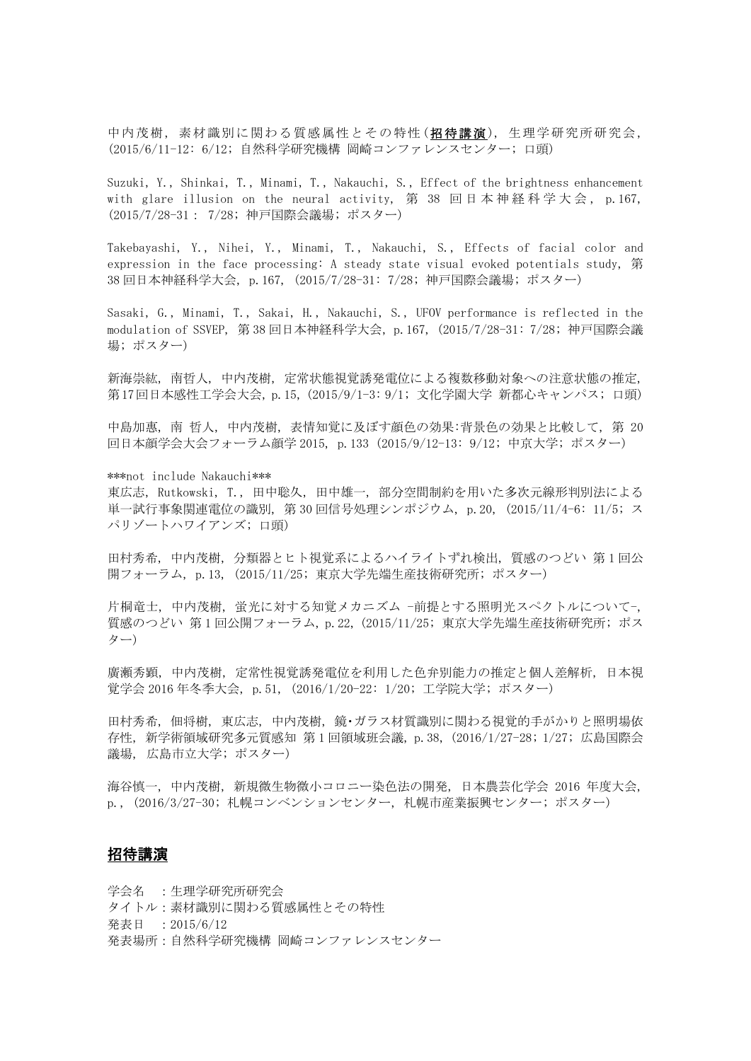中内茂樹，素材識別に関わる質感属性とその特性(**招待講演**)，生理学研究所研究会，(2015/6/11-12: 6/12；自然科学研究機構 岡崎コンファレンスセンター；口頭)

Suzuki, Y., Shinkai, T., Minami, T., Nakauchi, S., Effect of the brightness enhancement with glare illusion on the neural activity, 第 38 回日本神経科学大会, p.167, (2015/7/28-31 : 7/28；神戸国際会議場；ポスター)

Takebayashi, Y., Nihei, Y., Minami, T., Nakauchi, S., Effects of facial color and expression in the face processing: A steady state visual evoked potentials study, 第38回日本神経科学大会, p.167, (2015/7/28-31: 7/28；神戸国際会議場；ポスター)

Sasaki, G., Minami, T., Sakai, H., Nakauchi, S., UFOV performance is reflected in the modulation of SSVEP, 第38回日本神経科学大会, p.167, (2015/7/28-31: 7/28；神戸国際会議場；ポスター)

新海崇紘，南哲人，中内茂樹，定常状態視覚誘発電位による複数移動対象への注意状態の推定，第17回日本感性工学会大会，p.15，(2015/9/1-3: 9/1；文化学園大学 新都心キャンパス；口頭)

中島加惠，南 哲人，中内茂樹，表情知覚に及ぼす顔色の効果:背景色の効果と比較して，第 20 回日本顔学会大会フォーラム顔学2015, p.133 (2015/9/12-13: 9/12；中京大学；ポスター)

***not include Nakauchi***
東広志，Rutkowski, T.，田中聡久，田中雄一，部分空間制約を用いた多次元線形判別法による単一試行事象関連電位の識別，第30回信号処理シンポジウム，p.20，(2015/11/4-6: 11/5；スパリゾートハワイアンズ；口頭)

田村秀希，中内茂樹，分類器とヒト視覚系によるハイライトずれ検出，質感のつどい 第1回公開フォーラム，p.13，(2015/11/25；東京大学先端生産技術研究所；ポスター)

片桐竜士，中内茂樹，蛍光に対する知覚メカニズム -前提とする照明光スペクトルについて-，質感のつどい 第1回公開フォーラム，p.22，(2015/11/25；東京大学先端生産技術研究所；ポスター)

廣瀬秀顕，中内茂樹，定常性視覚誘発電位を利用した色弁別能力の推定と個人差解析，日本視覚学会2016年冬季大会，p.51，(2016/1/20-22: 1/20；工学院大学；ポスター)

田村秀希，佃将樹，東広志，中内茂樹，鏡･ガラス材質識別に関わる視覚的手がかりと照明場依存性，新学術領域研究多元質感知 第1回領域班会議，p.38，(2016/1/27-28；1/27；広島国際会議場，広島市立大学；ポスター)

海谷慎一，中内茂樹，新規微生物微小コロニー染色法の開発，日本農芸化学会 2016 年度大会，p.，(2016/3/27-30；札幌コンベンションセンター，札幌市産業振興センター；ポスター)

## 招待講演

学会名　：生理学研究所研究会
タイトル：素材識別に関わる質感属性とその特性
発表日　：2015/6/12
発表場所：自然科学研究機構 岡崎コンファレンスセンター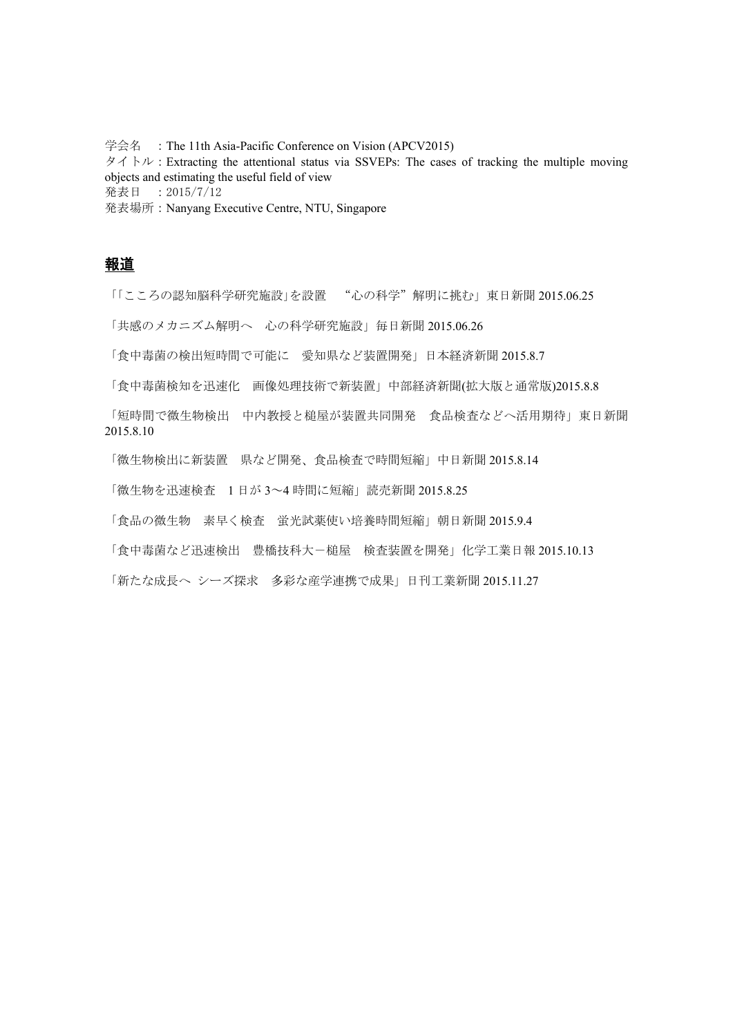学会名　: The 11th Asia-Pacific Conference on Vision (APCV2015)
タイトル : Extracting the attentional status via SSVEPs: The cases of tracking the multiple moving objects and estimating the useful field of view
発表日　: 2015/7/12
発表場所 : Nanyang Executive Centre, NTU, Singapore

## 報道

「｢こころの認知脳科学研究施設｣を設置　“心の科学”解明に挑む」東日新聞 2015.06.25

「共感のメカニズム解明へ　心の科学研究施設」毎日新聞 2015.06.26

「食中毒菌の検出短時間で可能に　愛知県など装置開発」日本経済新聞 2015.8.7

「食中毒菌検知を迅速化　画像処理技術で新装置」中部経済新聞(拡大版と通常版)2015.8.8

「短時間で微生物検出　中内教授と槌屋が装置共同開発　食品検査などへ活用期待」東日新聞 2015.8.10

「微生物検出に新装置　県など開発、食品検査で時間短縮」中日新聞 2015.8.14

「微生物を迅速検査　1 日が 3～4 時間に短縮」読売新聞 2015.8.25

「食品の微生物　素早く検査　蛍光試薬使い培養時間短縮」朝日新聞 2015.9.4

「食中毒菌など迅速検出　豊橋技科大－槌屋　検査装置を開発」化学工業日報 2015.10.13

「新たな成長へ シーズ探求　多彩な産学連携で成果」日刊工業新聞 2015.11.27